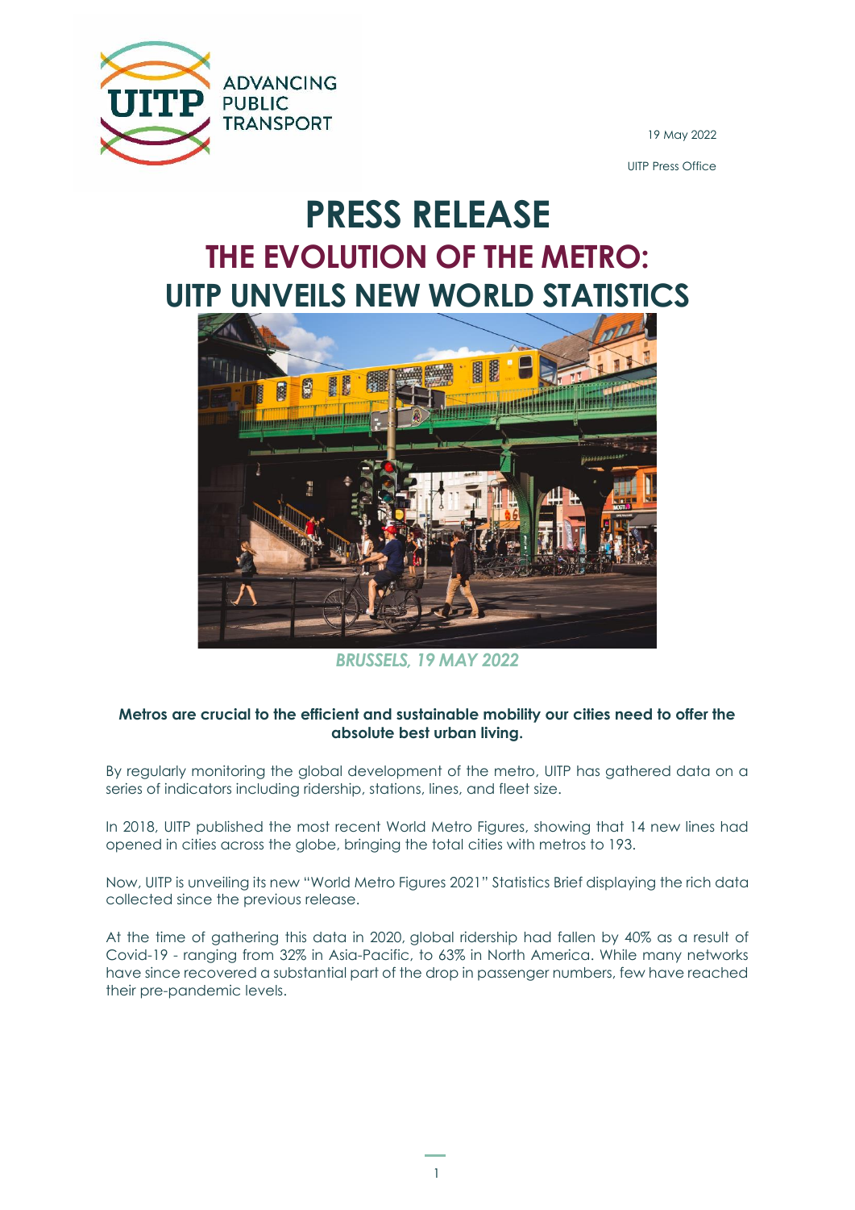19 May 2022

UITP Press Office

# PRESS RELEASE

## THE EVOLUTION OF THE METRO: UITP UNVEILS NEW WORLD STATISTICS

*BRUSSELS, 19 MAY 2022*

**Metros are crucial to the efficient and sustainable mobility our cities need to offer the absolute best urban living.**

By regularly monitoring the global development of the metro, UITP has gathered data on a series of indicators including ridership, stations, lines, and fleet size.

In 2018, UITP published the most recent World Metro Figures, showing that 14 new lines had opened in cities across the globe, bringing the total cities with metros to 193.

Now, UITP is unveiling its new "World Metro Figures 2021" Statistics Brief displaying the rich data collected since the previous release.

At the time of gathering this data in 2020, global ridership had fallen by 40% as a result of Covid-19 - ranging from 32% in Asia-Pacific, to 63% in North America. While many networks have since recovered a substantial part of the drop in passenger numbers, few have reached their pre-pandemic levels.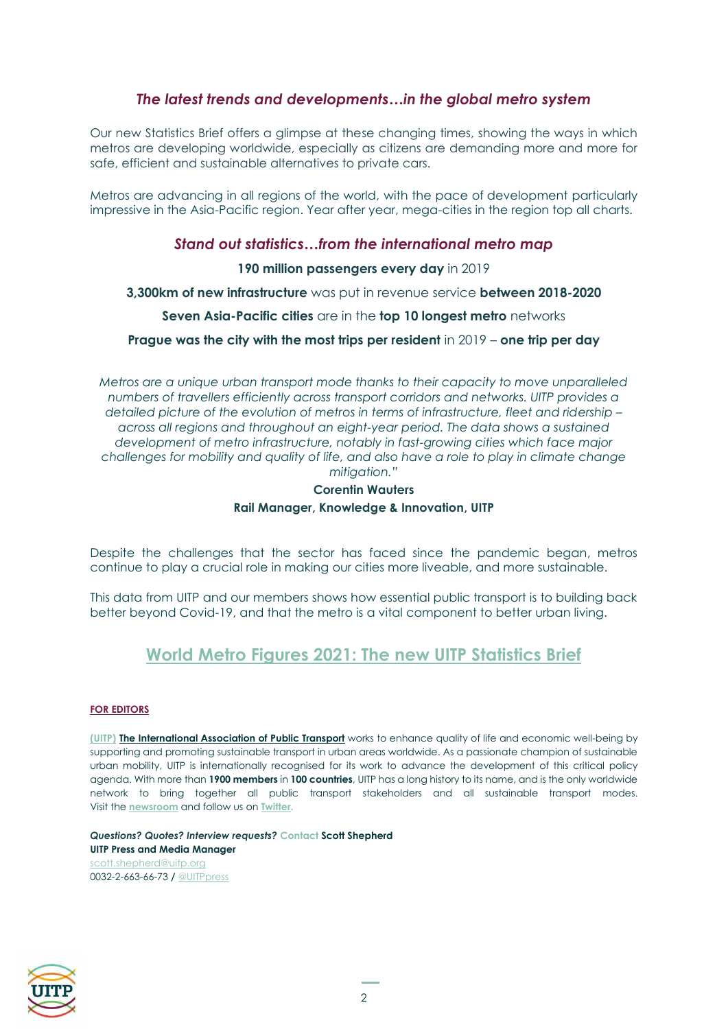## *The latest trends and developments…in the global metro system*

Our new Statistics Brief offers a glimpse at these changing times, showing the ways in which metros are developing worldwide, especially as citizens are demanding more and more for safe, efficient and sustainable alternatives to private cars.

Metros are advancing in all regions of the world, with the pace of development particularly impressive in the Asia-Pacific region. Year after year, mega-cities in the region top all charts.

## *Stand out statistics…from the international metro map*

**190 million passengers every day** in 2019

**3,300km of new infrastructure** was put in revenue service **between 2018-2020**

**Seven Asia-Pacific cities** are in the **top 10 longest metro** networks

**Prague was the city with the most trips per resident** in 2019 – **one trip per day**

*Metros are a unique urban transport mode thanks to their capacity to move unparalleled numbers of travellers efficiently across transport corridors and networks. UITP provides a detailed picture of the evolution of metros in terms of infrastructure, fleet and ridership – across all regions and throughout an eight-year period. The data shows a sustained development of metro infrastructure, notably in fast-growing cities which face major challenges for mobility and quality of life, and also have a role to play in climate change mitigation."*

**Corentin Wauters**

**Rail Manager, Knowledge & Innovation, UITP**

Despite the challenges that the sector has faced since the pandemic began, metros continue to play a crucial role in making our cities more liveable, and more sustainable.

This data from UITP and our members shows how essential public transport is to building back better beyond Covid-19, and that the metro is a vital component to better urban living.

## World Metro Figures 2021: The new UITP Statistics Brief

**FOR EDITORS**

**(UITP) The International Association of Public Transport** works to enhance quality of life and economic well-being by supporting and promoting sustainable transport in urban areas worldwide. As a passionate champion of sustainable urban mobility, UITP is internationally recognised for its work to advance the development of this critical policy agenda. With more than **1900 members** in **100 countries**, UITP has a long history to its name, and is the only worldwide network to bring together all public transport stakeholders and all sustainable transport modes. Visit the **newsroom** and follow us on **Twitter**.

***Questions? Quotes? Interview requests?*** **Contact Scott Shepherd**
**UITP Press and Media Manager**
scott.shepherd@uitp.org
0032-2-663-66-73 / @UITPpress